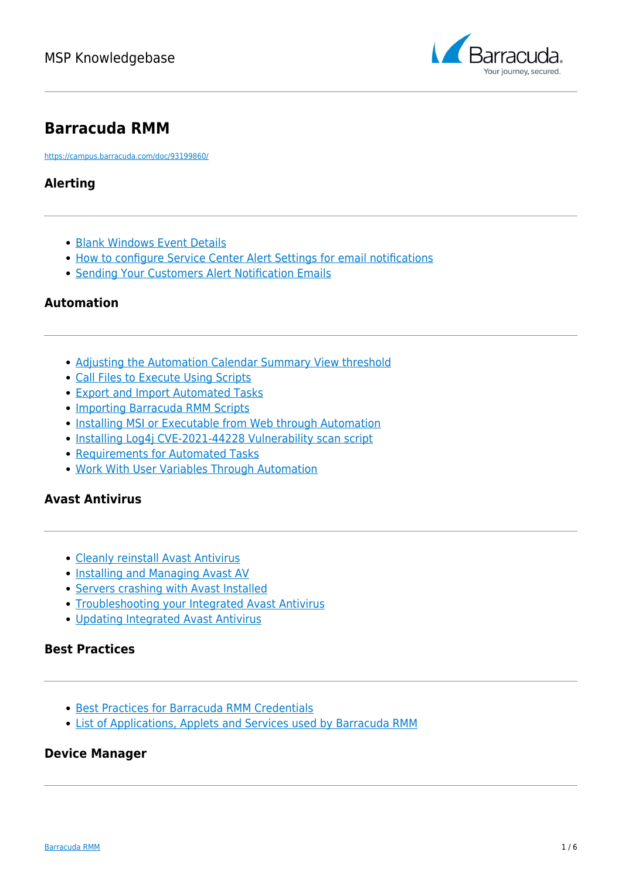# Barracuda RMM

https://campus.barracuda.com/doc/93199860/

## Alerting

- Blank Windows Event Details
- How to configure Service Center Alert Settings for email notifications
- Sending Your Customers Alert Notification Emails

## Automation

- Adjusting the Automation Calendar Summary View threshold
- Call Files to Execute Using Scripts
- Export and Import Automated Tasks
- Importing Barracuda RMM Scripts
- Installing MSI or Executable from Web through Automation
- Installing Log4j CVE-2021-44228 Vulnerability scan script
- Requirements for Automated Tasks
- Work With User Variables Through Automation

## Avast Antivirus

- Cleanly reinstall Avast Antivirus
- Installing and Managing Avast AV
- Servers crashing with Avast Installed
- Troubleshooting your Integrated Avast Antivirus
- Updating Integrated Avast Antivirus

## Best Practices

- Best Practices for Barracuda RMM Credentials
- List of Applications, Applets and Services used by Barracuda RMM

## Device Manager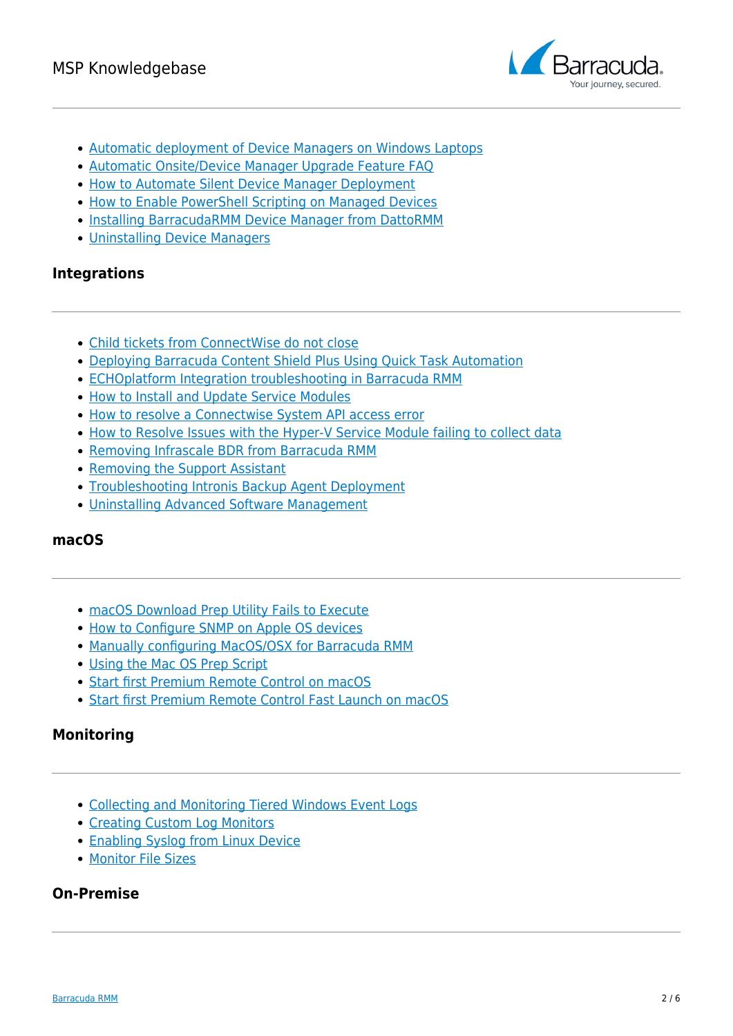- Automatic deployment of Device Managers on Windows Laptops
- Automatic Onsite/Device Manager Upgrade Feature FAQ
- How to Automate Silent Device Manager Deployment
- How to Enable PowerShell Scripting on Managed Devices
- Installing BarracudaRMM Device Manager from DattoRMM
- Uninstalling Device Managers

### Integrations

- Child tickets from ConnectWise do not close
- Deploying Barracuda Content Shield Plus Using Quick Task Automation
- ECHOplatform Integration troubleshooting in Barracuda RMM
- How to Install and Update Service Modules
- How to resolve a Connectwise System API access error
- How to Resolve Issues with the Hyper-V Service Module failing to collect data
- Removing Infrascale BDR from Barracuda RMM
- Removing the Support Assistant
- Troubleshooting Intronis Backup Agent Deployment
- Uninstalling Advanced Software Management

### macOS

- macOS Download Prep Utility Fails to Execute
- How to Configure SNMP on Apple OS devices
- Manually configuring MacOS/OSX for Barracuda RMM
- Using the Mac OS Prep Script
- Start first Premium Remote Control on macOS
- Start first Premium Remote Control Fast Launch on macOS

### Monitoring

- Collecting and Monitoring Tiered Windows Event Logs
- Creating Custom Log Monitors
- Enabling Syslog from Linux Device
- Monitor File Sizes

### On-Premise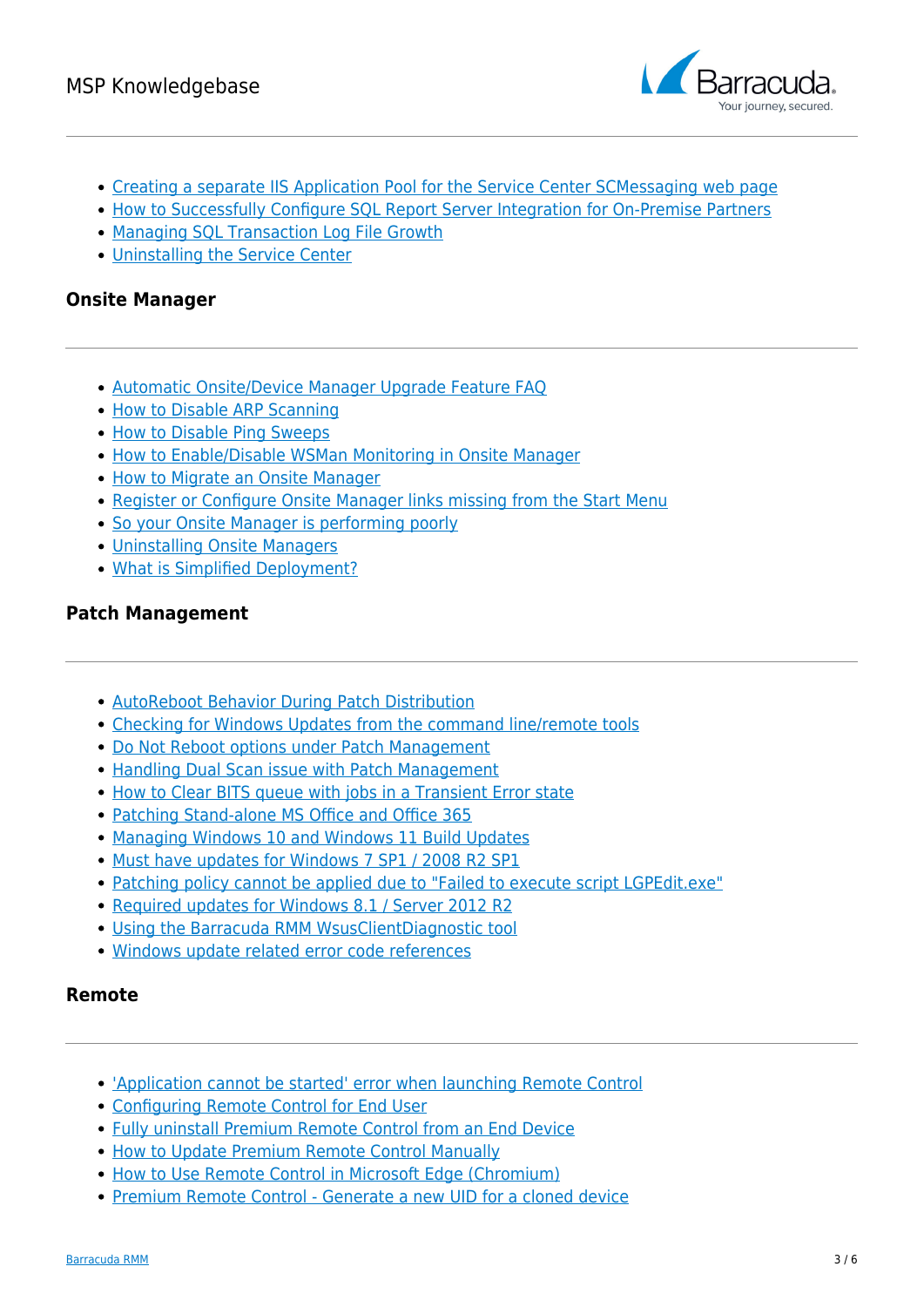- Creating a separate IIS Application Pool for the Service Center SCMessaging web page
- How to Successfully Configure SQL Report Server Integration for On-Premise Partners
- Managing SQL Transaction Log File Growth
- Uninstalling the Service Center

### Onsite Manager

- Automatic Onsite/Device Manager Upgrade Feature FAQ
- How to Disable ARP Scanning
- How to Disable Ping Sweeps
- How to Enable/Disable WSMan Monitoring in Onsite Manager
- How to Migrate an Onsite Manager
- Register or Configure Onsite Manager links missing from the Start Menu
- So your Onsite Manager is performing poorly
- Uninstalling Onsite Managers
- What is Simplified Deployment?

### Patch Management

- AutoReboot Behavior During Patch Distribution
- Checking for Windows Updates from the command line/remote tools
- Do Not Reboot options under Patch Management
- Handling Dual Scan issue with Patch Management
- How to Clear BITS queue with jobs in a Transient Error state
- Patching Stand-alone MS Office and Office 365
- Managing Windows 10 and Windows 11 Build Updates
- Must have updates for Windows 7 SP1 / 2008 R2 SP1
- Patching policy cannot be applied due to "Failed to execute script LGPEdit.exe"
- Required updates for Windows 8.1 / Server 2012 R2
- Using the Barracuda RMM WsusClientDiagnostic tool
- Windows update related error code references

### Remote

- 'Application cannot be started' error when launching Remote Control
- Configuring Remote Control for End User
- Fully uninstall Premium Remote Control from an End Device
- How to Update Premium Remote Control Manually
- How to Use Remote Control in Microsoft Edge (Chromium)
- Premium Remote Control - Generate a new UID for a cloned device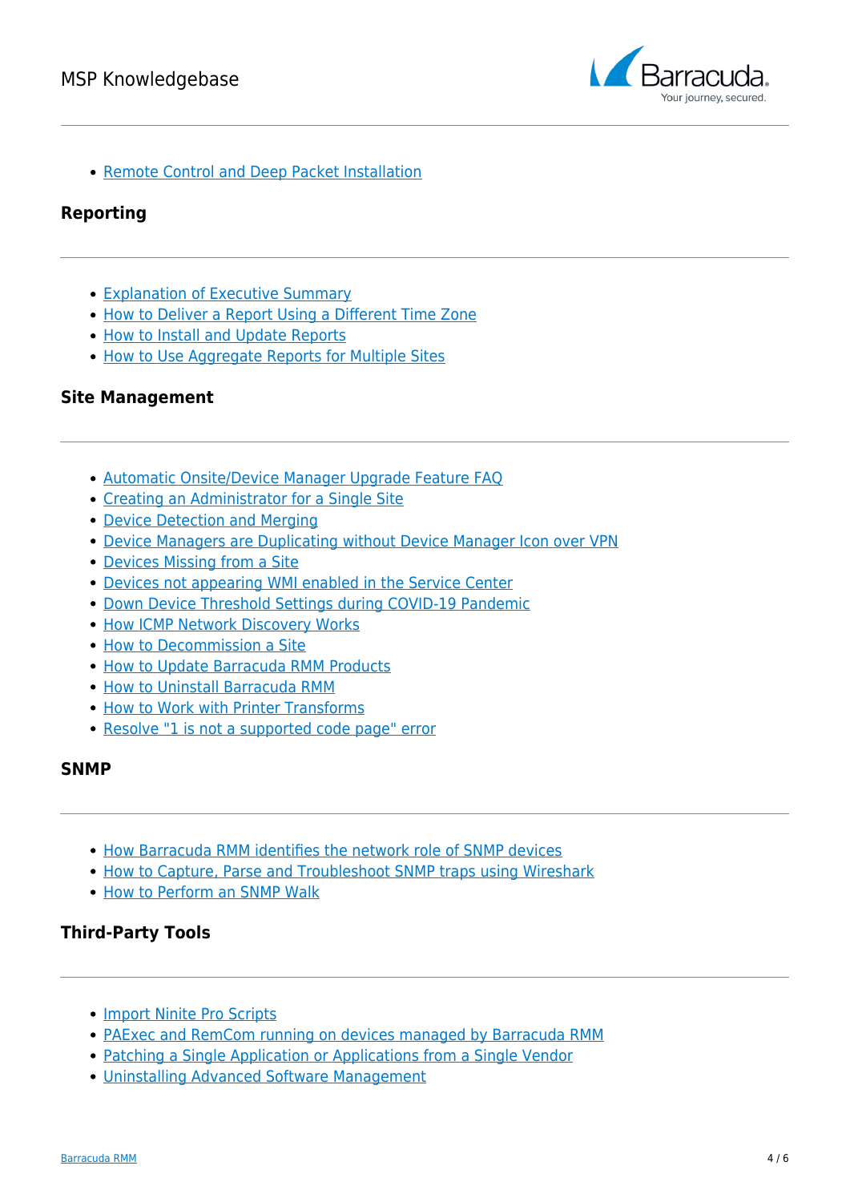- Remote Control and Deep Packet Installation

## Reporting

---

- Explanation of Executive Summary
- How to Deliver a Report Using a Different Time Zone
- How to Install and Update Reports
- How to Use Aggregate Reports for Multiple Sites

## Site Management

---

- Automatic Onsite/Device Manager Upgrade Feature FAQ
- Creating an Administrator for a Single Site
- Device Detection and Merging
- Device Managers are Duplicating without Device Manager Icon over VPN
- Devices Missing from a Site
- Devices not appearing WMI enabled in the Service Center
- Down Device Threshold Settings during COVID-19 Pandemic
- How ICMP Network Discovery Works
- How to Decommission a Site
- How to Update Barracuda RMM Products
- How to Uninstall Barracuda RMM
- How to Work with Printer Transforms
- Resolve "1 is not a supported code page" error

## SNMP

---

- How Barracuda RMM identifies the network role of SNMP devices
- How to Capture, Parse and Troubleshoot SNMP traps using Wireshark
- How to Perform an SNMP Walk

## Third-Party Tools

---

- Import Ninite Pro Scripts
- PAExec and RemCom running on devices managed by Barracuda RMM
- Patching a Single Application or Applications from a Single Vendor
- Uninstalling Advanced Software Management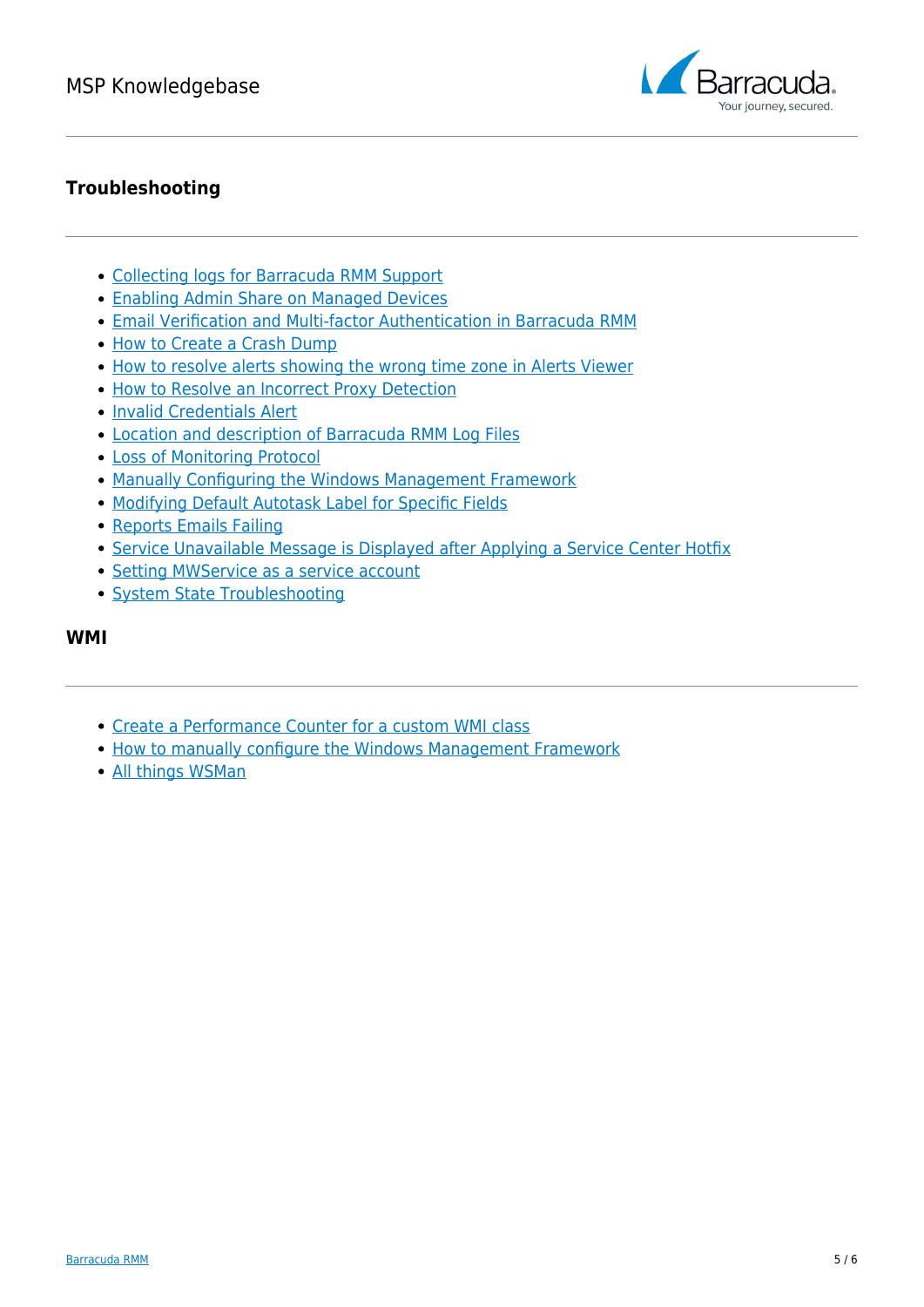## Troubleshooting

- Collecting logs for Barracuda RMM Support
- Enabling Admin Share on Managed Devices
- Email Verification and Multi-factor Authentication in Barracuda RMM
- How to Create a Crash Dump
- How to resolve alerts showing the wrong time zone in Alerts Viewer
- How to Resolve an Incorrect Proxy Detection
- Invalid Credentials Alert
- Location and description of Barracuda RMM Log Files
- Loss of Monitoring Protocol
- Manually Configuring the Windows Management Framework
- Modifying Default Autotask Label for Specific Fields
- Reports Emails Failing
- Service Unavailable Message is Displayed after Applying a Service Center Hotfix
- Setting MWService as a service account
- System State Troubleshooting

## WMI

- Create a Performance Counter for a custom WMI class
- How to manually configure the Windows Management Framework
- All things WSMan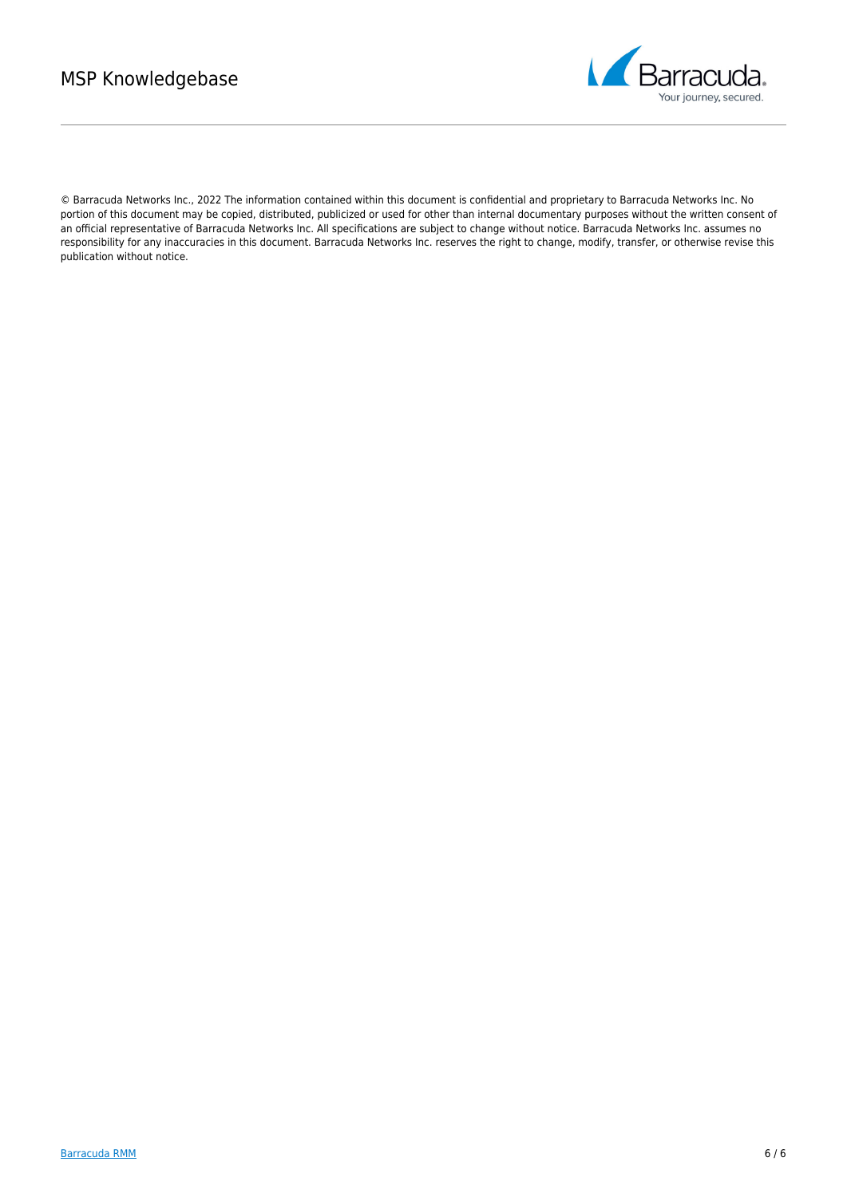© Barracuda Networks Inc., 2022 The information contained within this document is confidential and proprietary to Barracuda Networks Inc. No portion of this document may be copied, distributed, publicized or used for other than internal documentary purposes without the written consent of an official representative of Barracuda Networks Inc. All specifications are subject to change without notice. Barracuda Networks Inc. assumes no responsibility for any inaccuracies in this document. Barracuda Networks Inc. reserves the right to change, modify, transfer, or otherwise revise this publication without notice.